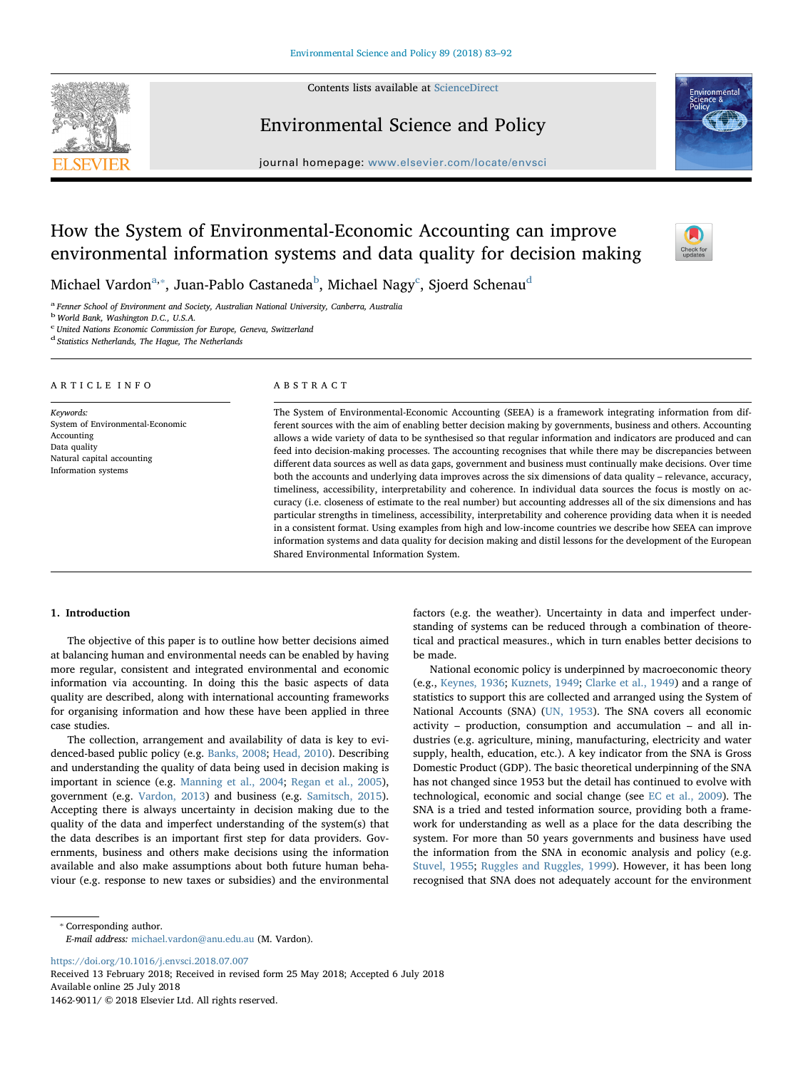# How the System of Environmental-Economic Accounting can improve environmental information systems and data quality for decision making

Michael Vardon[a,*], Juan-Pablo Castaneda[b], Michael Nagy[c], Sjoerd Schenau[d]

[a] Fenner School of Environment and Society, Australian National University, Canberra, Australia
[b] World Bank, Washington D.C., U.S.A.
[c] United Nations Economic Commission for Europe, Geneva, Switzerland
[d] Statistics Netherlands, The Hague, The Netherlands

## ARTICLE INFO

*Keywords:*
System of Environmental-Economic Accounting
Data quality
Natural capital accounting
Information systems

## ABSTRACT

The System of Environmental-Economic Accounting (SEEA) is a framework integrating information from different sources with the aim of enabling better decision making by governments, business and others. Accounting allows a wide variety of data to be synthesised so that regular information and indicators are produced and can feed into decision-making processes. The accounting recognises that while there may be discrepancies between different data sources as well as data gaps, government and business must continually make decisions. Over time both the accounts and underlying data improves across the six dimensions of data quality – relevance, accuracy, timeliness, accessibility, interpretability and coherence. In individual data sources the focus is mostly on accuracy (i.e. closeness of estimate to the real number) but accounting addresses all of the six dimensions and has particular strengths in timeliness, accessibility, interpretability and coherence providing data when it is needed in a consistent format. Using examples from high and low-income countries we describe how SEEA can improve information systems and data quality for decision making and distil lessons for the development of the European Shared Environmental Information System.

## 1. Introduction

The objective of this paper is to outline how better decisions aimed at balancing human and environmental needs can be enabled by having more regular, consistent and integrated environmental and economic information via accounting. In doing this the basic aspects of data quality are described, along with international accounting frameworks for organising information and how these have been applied in three case studies.

The collection, arrangement and availability of data is key to evidenced-based public policy (e.g. Banks, 2008; Head, 2010). Describing and understanding the quality of data being used in decision making is important in science (e.g. Manning et al., 2004; Regan et al., 2005), government (e.g. Vardon, 2013) and business (e.g. Samitsch, 2015). Accepting there is always uncertainty in decision making due to the quality of the data and imperfect understanding of the system(s) that the data describes is an important first step for data providers. Governments, business and others make decisions using the information available and also make assumptions about both future human behaviour (e.g. response to new taxes or subsidies) and the environmental factors (e.g. the weather). Uncertainty in data and imperfect understanding of systems can be reduced through a combination of theoretical and practical measures., which in turn enables better decisions to be made.

National economic policy is underpinned by macroeconomic theory (e.g., Keynes, 1936; Kuznets, 1949; Clarke et al., 1949) and a range of statistics to support this are collected and arranged using the System of National Accounts (SNA) (UN, 1953). The SNA covers all economic activity – production, consumption and accumulation – and all industries (e.g. agriculture, mining, manufacturing, electricity and water supply, health, education, etc.). A key indicator from the SNA is Gross Domestic Product (GDP). The basic theoretical underpinning of the SNA has not changed since 1953 but the detail has continued to evolve with technological, economic and social change (see EC et al., 2009). The SNA is a tried and tested information source, providing both a framework for understanding as well as a place for the data describing the system. For more than 50 years governments and business have used the information from the SNA in economic analysis and policy (e.g. Stuvel, 1955; Ruggles and Ruggles, 1999). However, it has been long recognised that SNA does not adequately account for the environment

---

* Corresponding author.
*E-mail address:* michael.vardon@anu.edu.au (M. Vardon).

https://doi.org/10.1016/j.envsci.2018.07.007
Received 13 February 2018; Received in revised form 25 May 2018; Accepted 6 July 2018
Available online 25 July 2018
1462-9011/ © 2018 Elsevier Ltd. All rights reserved.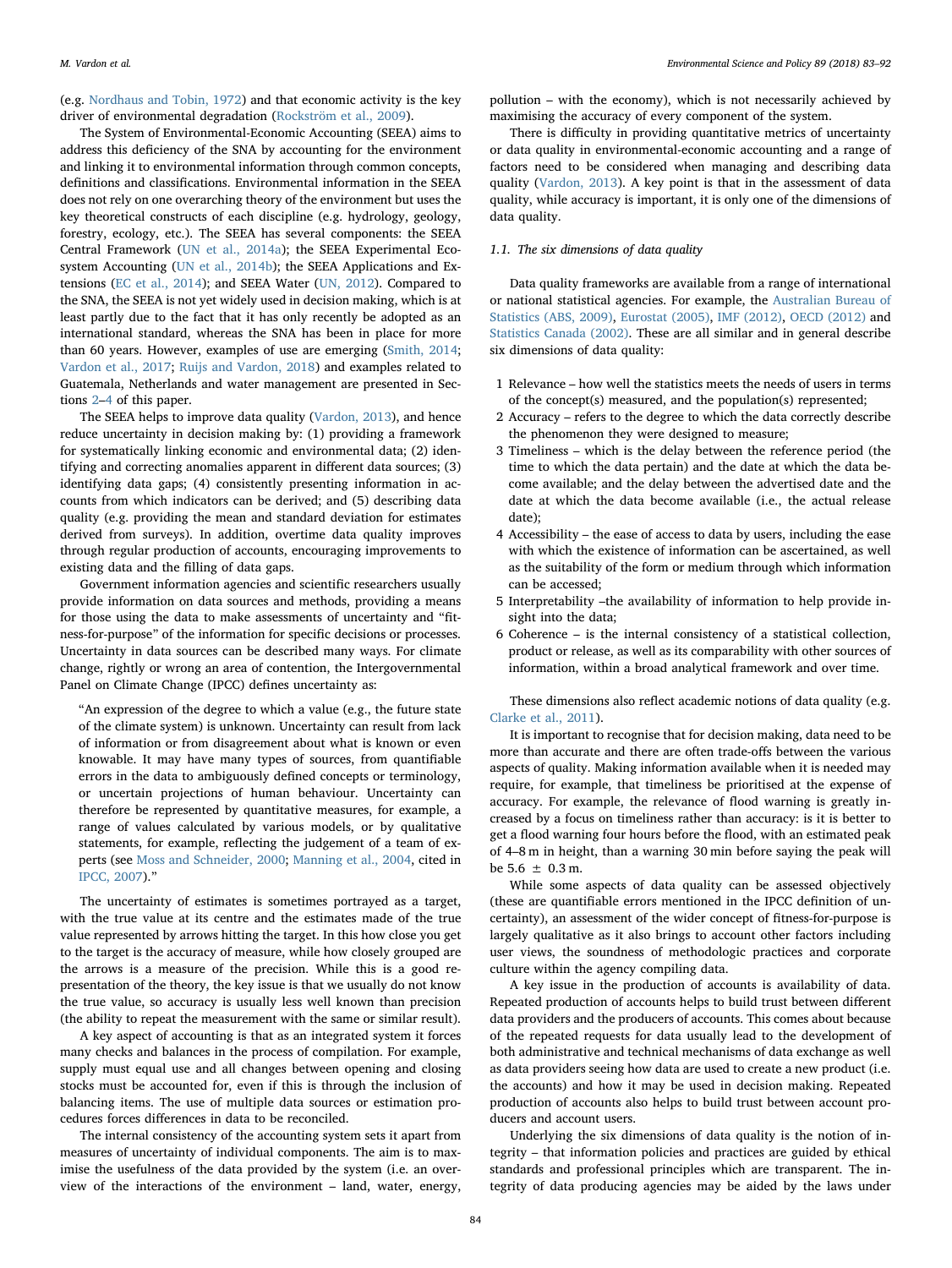(e.g. Nordhaus and Tobin, 1972) and that economic activity is the key driver of environmental degradation (Rockström et al., 2009).

The System of Environmental-Economic Accounting (SEEA) aims to address this deficiency of the SNA by accounting for the environment and linking it to environmental information through common concepts, definitions and classifications. Environmental information in the SEEA does not rely on one overarching theory of the environment but uses the key theoretical constructs of each discipline (e.g. hydrology, geology, forestry, ecology, etc.). The SEEA has several components: the SEEA Central Framework (UN et al., 2014a); the SEEA Experimental Ecosystem Accounting (UN et al., 2014b); the SEEA Applications and Extensions (EC et al., 2014); and SEEA Water (UN, 2012). Compared to the SNA, the SEEA is not yet widely used in decision making, which is at least partly due to the fact that it has only recently be adopted as an international standard, whereas the SNA has been in place for more than 60 years. However, examples of use are emerging (Smith, 2014; Vardon et al., 2017; Ruijs and Vardon, 2018) and examples related to Guatemala, Netherlands and water management are presented in Sections 2–4 of this paper.

The SEEA helps to improve data quality (Vardon, 2013), and hence reduce uncertainty in decision making by: (1) providing a framework for systematically linking economic and environmental data; (2) identifying and correcting anomalies apparent in different data sources; (3) identifying data gaps; (4) consistently presenting information in accounts from which indicators can be derived; and (5) describing data quality (e.g. providing the mean and standard deviation for estimates derived from surveys). In addition, overtime data quality improves through regular production of accounts, encouraging improvements to existing data and the filling of data gaps.

Government information agencies and scientific researchers usually provide information on data sources and methods, providing a means for those using the data to make assessments of uncertainty and "fitness-for-purpose" of the information for specific decisions or processes. Uncertainty in data sources can be described many ways. For climate change, rightly or wrong an area of contention, the Intergovernmental Panel on Climate Change (IPCC) defines uncertainty as:

> "An expression of the degree to which a value (e.g., the future state of the climate system) is unknown. Uncertainty can result from lack of information or from disagreement about what is known or even knowable. It may have many types of sources, from quantifiable errors in the data to ambiguously defined concepts or terminology, or uncertain projections of human behaviour. Uncertainty can therefore be represented by quantitative measures, for example, a range of values calculated by various models, or by qualitative statements, for example, reflecting the judgement of a team of experts (see Moss and Schneider, 2000; Manning et al., 2004, cited in IPCC, 2007)."

The uncertainty of estimates is sometimes portrayed as a target, with the true value at its centre and the estimates made of the true value represented by arrows hitting the target. In this how close you get to the target is the accuracy of measure, while how closely grouped are the arrows is a measure of the precision. While this is a good representation of the theory, the key issue is that we usually do not know the true value, so accuracy is usually less well known than precision (the ability to repeat the measurement with the same or similar result).

A key aspect of accounting is that as an integrated system it forces many checks and balances in the process of compilation. For example, supply must equal use and all changes between opening and closing stocks must be accounted for, even if this is through the inclusion of balancing items. The use of multiple data sources or estimation procedures forces differences in data to be reconciled.

The internal consistency of the accounting system sets it apart from measures of uncertainty of individual components. The aim is to maximise the usefulness of the data provided by the system (i.e. an overview of the interactions of the environment – land, water, energy, pollution – with the economy), which is not necessarily achieved by maximising the accuracy of every component of the system.

There is difficulty in providing quantitative metrics of uncertainty or data quality in environmental-economic accounting and a range of factors need to be considered when managing and describing data quality (Vardon, 2013). A key point is that in the assessment of data quality, while accuracy is important, it is only one of the dimensions of data quality.

### 1.1. The six dimensions of data quality

Data quality frameworks are available from a range of international or national statistical agencies. For example, the Australian Bureau of Statistics (ABS, 2009), Eurostat (2005), IMF (2012), OECD (2012) and Statistics Canada (2002). These are all similar and in general describe six dimensions of data quality:

1 Relevance – how well the statistics meets the needs of users in terms of the concept(s) measured, and the population(s) represented;
2 Accuracy – refers to the degree to which the data correctly describe the phenomenon they were designed to measure;
3 Timeliness – which is the delay between the reference period (the time to which the data pertain) and the date at which the data become available; and the delay between the advertised date and the date at which the data become available (i.e., the actual release date);
4 Accessibility – the ease of access to data by users, including the ease with which the existence of information can be ascertained, as well as the suitability of the form or medium through which information can be accessed;
5 Interpretability –the availability of information to help provide insight into the data;
6 Coherence – is the internal consistency of a statistical collection, product or release, as well as its comparability with other sources of information, within a broad analytical framework and over time.

These dimensions also reflect academic notions of data quality (e.g. Clarke et al., 2011).

It is important to recognise that for decision making, data need to be more than accurate and there are often trade-offs between the various aspects of quality. Making information available when it is needed may require, for example, that timeliness be prioritised at the expense of accuracy. For example, the relevance of flood warning is greatly increased by a focus on timeliness rather than accuracy: is it is better to get a flood warning four hours before the flood, with an estimated peak of 4–8 m in height, than a warning 30 min before saying the peak will be 5.6 ± 0.3 m.

While some aspects of data quality can be assessed objectively (these are quantifiable errors mentioned in the IPCC definition of uncertainty), an assessment of the wider concept of fitness-for-purpose is largely qualitative as it also brings to account other factors including user views, the soundness of methodologic practices and corporate culture within the agency compiling data.

A key issue in the production of accounts is availability of data. Repeated production of accounts helps to build trust between different data providers and the producers of accounts. This comes about because of the repeated requests for data usually lead to the development of both administrative and technical mechanisms of data exchange as well as data providers seeing how data are used to create a new product (i.e. the accounts) and how it may be used in decision making. Repeated production of accounts also helps to build trust between account producers and account users.

Underlying the six dimensions of data quality is the notion of integrity – that information policies and practices are guided by ethical standards and professional principles which are transparent. The integrity of data producing agencies may be aided by the laws under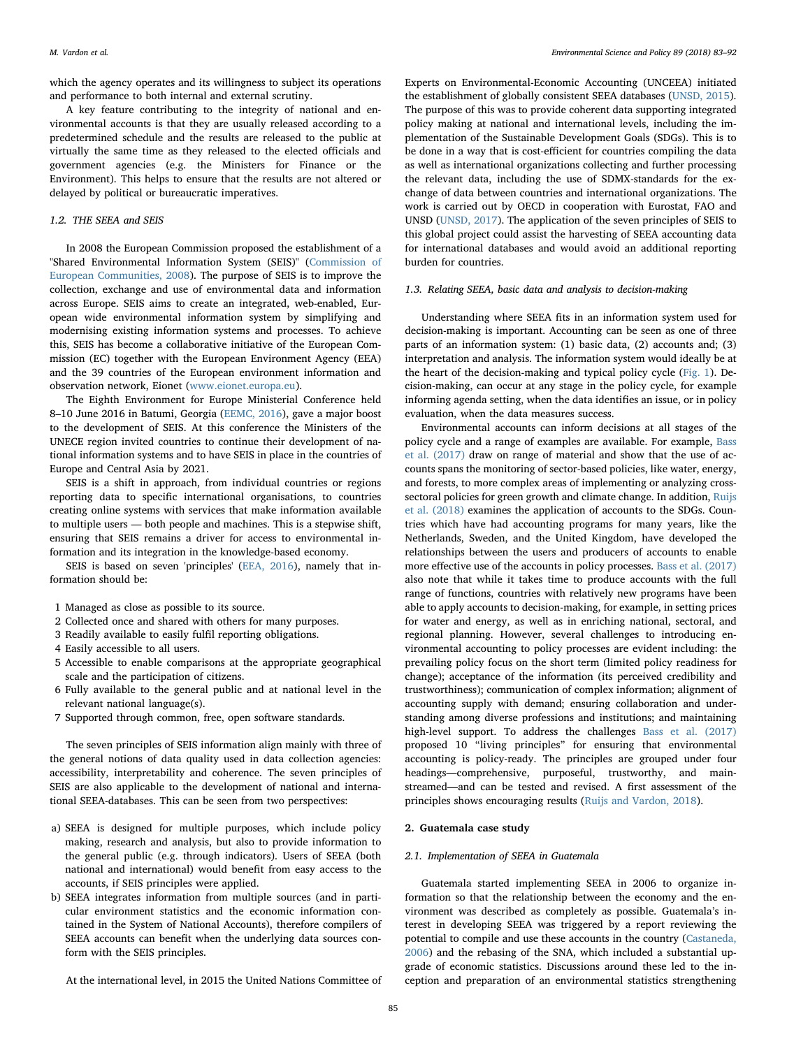which the agency operates and its willingness to subject its operations and performance to both internal and external scrutiny.

A key feature contributing to the integrity of national and environmental accounts is that they are usually released according to a predetermined schedule and the results are released to the public at virtually the same time as they released to the elected officials and government agencies (e.g. the Ministers for Finance or the Environment). This helps to ensure that the results are not altered or delayed by political or bureaucratic imperatives.

### 1.2. THE SEEA and SEIS

In 2008 the European Commission proposed the establishment of a "Shared Environmental Information System (SEIS)" (Commission of European Communities, 2008). The purpose of SEIS is to improve the collection, exchange and use of environmental data and information across Europe. SEIS aims to create an integrated, web-enabled, European wide environmental information system by simplifying and modernising existing information systems and processes. To achieve this, SEIS has become a collaborative initiative of the European Commission (EC) together with the European Environment Agency (EEA) and the 39 countries of the European environment information and observation network, Eionet (www.eionet.europa.eu).

The Eighth Environment for Europe Ministerial Conference held 8–10 June 2016 in Batumi, Georgia (EEMC, 2016), gave a major boost to the development of SEIS. At this conference the Ministers of the UNECE region invited countries to continue their development of national information systems and to have SEIS in place in the countries of Europe and Central Asia by 2021.

SEIS is a shift in approach, from individual countries or regions reporting data to specific international organisations, to countries creating online systems with services that make information available to multiple users — both people and machines. This is a stepwise shift, ensuring that SEIS remains a driver for access to environmental information and its integration in the knowledge-based economy.

SEIS is based on seven 'principles' (EEA, 2016), namely that information should be:

1. Managed as close as possible to its source.
2. Collected once and shared with others for many purposes.
3. Readily available to easily fulfil reporting obligations.
4. Easily accessible to all users.
5. Accessible to enable comparisons at the appropriate geographical scale and the participation of citizens.
6. Fully available to the general public and at national level in the relevant national language(s).
7. Supported through common, free, open software standards.

The seven principles of SEIS information align mainly with three of the general notions of data quality used in data collection agencies: accessibility, interpretability and coherence. The seven principles of SEIS are also applicable to the development of national and international SEEA-databases. This can be seen from two perspectives:

a) SEEA is designed for multiple purposes, which include policy making, research and analysis, but also to provide information to the general public (e.g. through indicators). Users of SEEA (both national and international) would benefit from easy access to the accounts, if SEIS principles were applied.
b) SEEA integrates information from multiple sources (and in particular environment statistics and the economic information contained in the System of National Accounts), therefore compilers of SEEA accounts can benefit when the underlying data sources conform with the SEIS principles.

At the international level, in 2015 the United Nations Committee of Experts on Environmental-Economic Accounting (UNCEEA) initiated the establishment of globally consistent SEEA databases (UNSD, 2015). The purpose of this was to provide coherent data supporting integrated policy making at national and international levels, including the implementation of the Sustainable Development Goals (SDGs). This is to be done in a way that is cost-efficient for countries compiling the data as well as international organizations collecting and further processing the relevant data, including the use of SDMX-standards for the exchange of data between countries and international organizations. The work is carried out by OECD in cooperation with Eurostat, FAO and UNSD (UNSD, 2017). The application of the seven principles of SEIS to this global project could assist the harvesting of SEEA accounting data for international databases and would avoid an additional reporting burden for countries.

### 1.3. Relating SEEA, basic data and analysis to decision-making

Understanding where SEEA fits in an information system used for decision-making is important. Accounting can be seen as one of three parts of an information system: (1) basic data, (2) accounts and; (3) interpretation and analysis. The information system would ideally be at the heart of the decision-making and typical policy cycle (Fig. 1). Decision-making, can occur at any stage in the policy cycle, for example informing agenda setting, when the data identifies an issue, or in policy evaluation, when the data measures success.

Environmental accounts can inform decisions at all stages of the policy cycle and a range of examples are available. For example, Bass et al. (2017) draw on range of material and show that the use of accounts spans the monitoring of sector-based policies, like water, energy, and forests, to more complex areas of implementing or analyzing cross-sectoral policies for green growth and climate change. In addition, Ruijs et al. (2018) examines the application of accounts to the SDGs. Countries which have had accounting programs for many years, like the Netherlands, Sweden, and the United Kingdom, have developed the relationships between the users and producers of accounts to enable more effective use of the accounts in policy processes. Bass et al. (2017) also note that while it takes time to produce accounts with the full range of functions, countries with relatively new programs have been able to apply accounts to decision-making, for example, in setting prices for water and energy, as well as in enriching national, sectoral, and regional planning. However, several challenges to introducing environmental accounting to policy processes are evident including: the prevailing policy focus on the short term (limited policy readiness for change); acceptance of the information (its perceived credibility and trustworthiness); communication of complex information; alignment of accounting supply with demand; ensuring collaboration and understanding among diverse professions and institutions; and maintaining high-level support. To address the challenges Bass et al. (2017) proposed 10 "living principles" for ensuring that environmental accounting is policy-ready. The principles are grouped under four headings—comprehensive, purposeful, trustworthy, and mainstreamed—and can be tested and revised. A first assessment of the principles shows encouraging results (Ruijs and Vardon, 2018).

## 2. Guatemala case study

### 2.1. Implementation of SEEA in Guatemala

Guatemala started implementing SEEA in 2006 to organize information so that the relationship between the economy and the environment was described as completely as possible. Guatemala's interest in developing SEEA was triggered by a report reviewing the potential to compile and use these accounts in the country (Castaneda, 2006) and the rebasing of the SNA, which included a substantial upgrade of economic statistics. Discussions around these led to the inception and preparation of an environmental statistics strengthening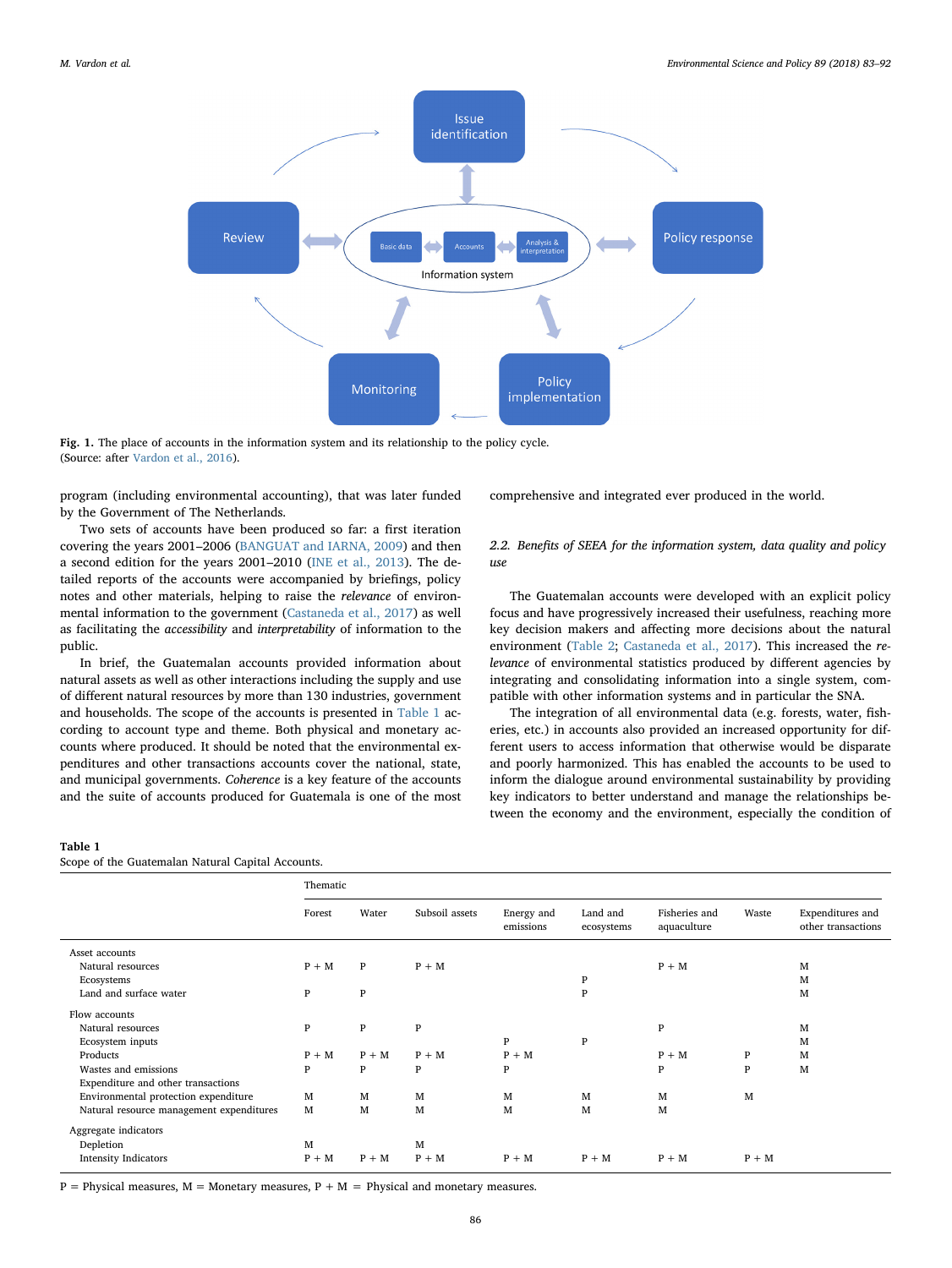**Fig. 1.** The place of accounts in the information system and its relationship to the policy cycle.
(Source: after Vardon et al., 2016).

program (including environmental accounting), that was later funded by the Government of The Netherlands.

Two sets of accounts have been produced so far: a first iteration covering the years 2001–2006 (BANGUAT and IARNA, 2009) and then a second edition for the years 2001–2010 (INE et al., 2013). The detailed reports of the accounts were accompanied by briefings, policy notes and other materials, helping to raise the *relevance* of environmental information to the government (Castaneda et al., 2017) as well as facilitating the *accessibility* and *interpretability* of information to the public.

In brief, the Guatemalan accounts provided information about natural assets as well as other interactions including the supply and use of different natural resources by more than 130 industries, government and households. The scope of the accounts is presented in Table 1 according to account type and theme. Both physical and monetary accounts where produced. It should be noted that the environmental expenditures and other transactions accounts cover the national, state, and municipal governments. *Coherence* is a key feature of the accounts and the suite of accounts produced for Guatemala is one of the most comprehensive and integrated ever produced in the world.

### 2.2. Benefits of SEEA for the information system, data quality and policy use

The Guatemalan accounts were developed with an explicit policy focus and have progressively increased their usefulness, reaching more key decision makers and affecting more decisions about the natural environment (Table 2; Castaneda et al., 2017). This increased the *relevance* of environmental statistics produced by different agencies by integrating and consolidating information into a single system, compatible with other information systems and in particular the SNA.

The integration of all environmental data (e.g. forests, water, fisheries, etc.) in accounts also provided an increased opportunity for different users to access information that otherwise would be disparate and poorly harmonized. This has enabled the accounts to be used to inform the dialogue around environmental sustainability by providing key indicators to better understand and manage the relationships between the economy and the environment, especially the condition of

**Table 1**
Scope of the Guatemalan Natural Capital Accounts.

| | Thematic | | | | | | | |
|---|---|---|---|---|---|---|---|---|
| | Forest | Water | Subsoil assets | Energy and emissions | Land and ecosystems | Fisheries and aquaculture | Waste | Expenditures and other transactions |
| Asset accounts | | | | | | | | |
| Natural resources | P + M | P | P + M | | | P + M | | M |
| Ecosystems | | | | | P | | | M |
| Land and surface water | P | P | | | P | | | M |
| Flow accounts | | | | | | | | |
| Natural resources | P | P | P | | | P | | M |
| Ecosystem inputs | | | | P | P | | | M |
| Products | P + M | P + M | P + M | P + M | | P + M | P | M |
| Wastes and emissions | P | P | P | P | | P | P | M |
| Expenditure and other transactions | | | | | | | | |
| Environmental protection expenditure | M | M | M | M | M | M | M | |
| Natural resource management expenditures | M | M | M | M | M | M | | |
| Aggregate indicators | | | | | | | | |
| Depletion | M | | M | | | | | |
| Intensity Indicators | P + M | P + M | P + M | P + M | P + M | P + M | P + M | |

P = Physical measures, M = Monetary measures, P + M = Physical and monetary measures.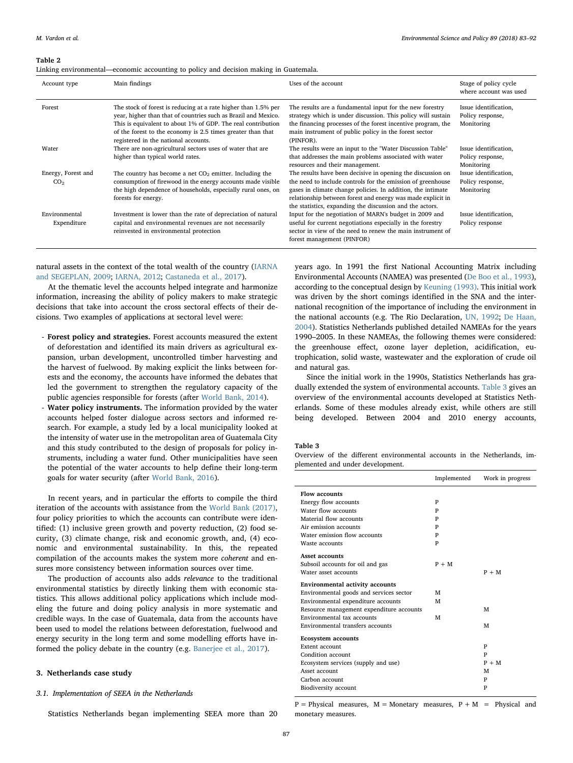**Table 2**
Linking environmental—economic accounting to policy and decision making in Guatemala.

| Account type | Main findings | Uses of the account | Stage of policy cycle where account was used |
|---|---|---|---|
| Forest | The stock of forest is reducing at a rate higher than 1.5% per year, higher than that of countries such as Brazil and Mexico. This is equivalent to about 1% of GDP. The real contribution of the forest to the economy is 2.5 times greater than that registered in the national accounts. | The results are a fundamental input for the new forestry strategy which is under discussion. This policy will sustain the financing processes of the forest incentive program, the main instrument of public policy in the forest sector (PINFOR). | Issue identification, Policy response, Monitoring |
| Water | There are non-agricultural sectors uses of water that are higher than typical world rates. | The results were an input to the "Water Discussion Table" that addresses the main problems associated with water resources and their management. | Issue identification, Policy response, Monitoring |
| Energy, Forest and $CO_2$ | The country has become a net $CO_2$ emitter. Including the consumption of firewood in the energy accounts made visible the high dependence of households, especially rural ones, on forests for energy. | The results have been decisive in opening the discussion on the need to include controls for the emission of greenhouse gases in climate change policies. In addition, the intimate relationship between forest and energy was made explicit in the statistics, expanding the discussion and the actors. | Issue identification, Policy response, Monitoring |
| Environmental Expenditure | Investment is lower than the rate of depreciation of natural capital and environmental revenues are not necessarily reinvested in environmental protection | Input for the negotiation of MARN's budget in 2009 and useful for current negotiations especially in the forestry sector in view of the need to renew the main instrument of forest management (PINFOR) | Issue identification, Policy response |

natural assets in the context of the total wealth of the country (IARNA and SEGEPLAN, 2009; IARNA, 2012; Castaneda et al., 2017).

At the thematic level the accounts helped integrate and harmonize information, increasing the ability of policy makers to make strategic decisions that take into account the cross sectoral effects of their decisions. Two examples of applications at sectoral level were:

- **Forest policy and strategies.** Forest accounts measured the extent of deforestation and identified its main drivers as agricultural expansion, urban development, uncontrolled timber harvesting and the harvest of fuelwood. By making explicit the links between forests and the economy, the accounts have informed the debates that led the government to strengthen the regulatory capacity of the public agencies responsible for forests (after World Bank, 2014).
- **Water policy instruments.** The information provided by the water accounts helped foster dialogue across sectors and informed research. For example, a study led by a local municipality looked at the intensity of water use in the metropolitan area of Guatemala City and this study contributed to the design of proposals for policy instruments, including a water fund. Other municipalities have seen the potential of the water accounts to help define their long-term goals for water security (after World Bank, 2016).

In recent years, and in particular the efforts to compile the third iteration of the accounts with assistance from the World Bank (2017), four policy priorities to which the accounts can contribute were identified: (1) inclusive green growth and poverty reduction, (2) food security, (3) climate change, risk and economic growth, and, (4) economic and environmental sustainability. In this, the repeated compilation of the accounts makes the system more *coherent* and ensures more consistency between information sources over time.

The production of accounts also adds *relevance* to the traditional environmental statistics by directly linking them with economic statistics. This allows additional policy applications which include modeling the future and doing policy analysis in more systematic and credible ways. In the case of Guatemala, data from the accounts have been used to model the relations between deforestation, fuelwood and energy security in the long term and some modelling efforts have informed the policy debate in the country (e.g. Banerjee et al., 2017).

## 3. Netherlands case study

### 3.1. Implementation of SEEA in the Netherlands

Statistics Netherlands began implementing SEEA more than 20 years ago. In 1991 the first National Accounting Matrix including Environmental Accounts (NAMEA) was presented (De Boo et al., 1993), according to the conceptual design by Keuning (1993). This initial work was driven by the short comings identified in the SNA and the international recognition of the importance of including the environment in the national accounts (e.g. The Rio Declaration, UN, 1992; De Haan, 2004). Statistics Netherlands published detailed NAMEAs for the years 1990–2005. In these NAMEAs, the following themes were considered: the greenhouse effect, ozone layer depletion, acidification, eutrophication, solid waste, wastewater and the exploration of crude oil and natural gas.

Since the initial work in the 1990s, Statistics Netherlands has gradually extended the system of environmental accounts. Table 3 gives an overview of the environmental accounts developed at Statistics Netherlands. Some of these modules already exist, while others are still being developed. Between 2004 and 2010 energy accounts,

**Table 3**
Overview of the different environmental accounts in the Netherlands, implemented and under development.

| | Implemented | Work in progress |
|---|---|---|
| **Flow accounts** | | |
| Energy flow accounts | P | |
| Water flow accounts | P | |
| Material flow accounts | P | |
| Air emission accounts | P | |
| Water emission flow accounts | P | |
| Waste accounts | P | |
| **Asset accounts** | | |
| Subsoil accounts for oil and gas | P + M | |
| Water asset accounts | | P + M |
| **Environmental activity accounts** | | |
| Environmental goods and services sector | M | |
| Environmental expenditure accounts | M | |
| Resource management expenditure accounts | | M |
| Environmental tax accounts | M | |
| Environmental transfers accounts | | M |
| **Ecosystem accounts** | | |
| Extent account | | P |
| Condition account | | P |
| Ecosystem services (supply and use) | | P + M |
| Asset account | | M |
| Carbon account | | P |
| Biodiversity account | | P |

P = Physical measures, M = Monetary measures, P + M = Physical and monetary measures.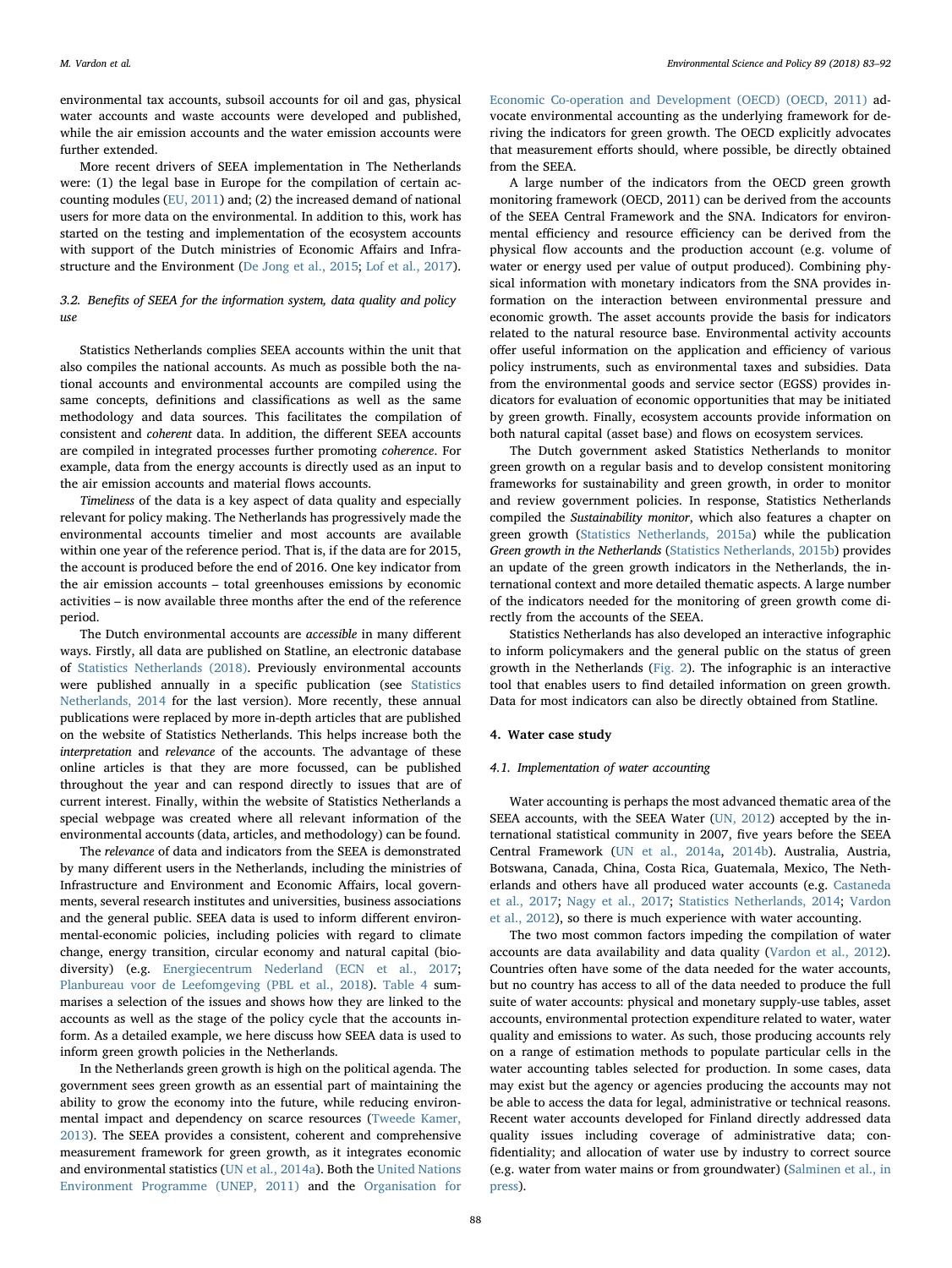environmental tax accounts, subsoil accounts for oil and gas, physical water accounts and waste accounts were developed and published, while the air emission accounts and the water emission accounts were further extended.

More recent drivers of SEEA implementation in The Netherlands were: (1) the legal base in Europe for the compilation of certain accounting modules (EU, 2011) and; (2) the increased demand of national users for more data on the environmental. In addition to this, work has started on the testing and implementation of the ecosystem accounts with support of the Dutch ministries of Economic Affairs and Infrastructure and the Environment (De Jong et al., 2015; Lof et al., 2017).

### 3.2. Benefits of SEEA for the information system, data quality and policy use

Statistics Netherlands complies SEEA accounts within the unit that also compiles the national accounts. As much as possible both the national accounts and environmental accounts are compiled using the same concepts, definitions and classifications as well as the same methodology and data sources. This facilitates the compilation of consistent and *coherent* data. In addition, the different SEEA accounts are compiled in integrated processes further promoting *coherence*. For example, data from the energy accounts is directly used as an input to the air emission accounts and material flows accounts.

*Timeliness* of the data is a key aspect of data quality and especially relevant for policy making. The Netherlands has progressively made the environmental accounts timelier and most accounts are available within one year of the reference period. That is, if the data are for 2015, the account is produced before the end of 2016. One key indicator from the air emission accounts – total greenhouses emissions by economic activities – is now available three months after the end of the reference period.

The Dutch environmental accounts are *accessible* in many different ways. Firstly, all data are published on Statline, an electronic database of Statistics Netherlands (2018). Previously environmental accounts were published annually in a specific publication (see Statistics Netherlands, 2014 for the last version). More recently, these annual publications were replaced by more in-depth articles that are published on the website of Statistics Netherlands. This helps increase both the *interpretation* and *relevance* of the accounts. The advantage of these online articles is that they are more focussed, can be published throughout the year and can respond directly to issues that are of current interest. Finally, within the website of Statistics Netherlands a special webpage was created where all relevant information of the environmental accounts (data, articles, and methodology) can be found.

The *relevance* of data and indicators from the SEEA is demonstrated by many different users in the Netherlands, including the ministries of Infrastructure and Environment and Economic Affairs, local governments, several research institutes and universities, business associations and the general public. SEEA data is used to inform different environmental-economic policies, including policies with regard to climate change, energy transition, circular economy and natural capital (biodiversity) (e.g. Energiecentrum Nederland (ECN et al., 2017; Planbureau voor de Leefomgeving (PBL et al., 2018). Table 4 summarises a selection of the issues and shows how they are linked to the accounts as well as the stage of the policy cycle that the accounts inform. As a detailed example, we here discuss how SEEA data is used to inform green growth policies in the Netherlands.

In the Netherlands green growth is high on the political agenda. The government sees green growth as an essential part of maintaining the ability to grow the economy into the future, while reducing environmental impact and dependency on scarce resources (Tweede Kamer, 2013). The SEEA provides a consistent, coherent and comprehensive measurement framework for green growth, as it integrates economic and environmental statistics (UN et al., 2014a). Both the United Nations Environment Programme (UNEP, 2011) and the Organisation for Economic Co-operation and Development (OECD) (OECD, 2011) advocate environmental accounting as the underlying framework for deriving the indicators for green growth. The OECD explicitly advocates that measurement efforts should, where possible, be directly obtained from the SEEA.

A large number of the indicators from the OECD green growth monitoring framework (OECD, 2011) can be derived from the accounts of the SEEA Central Framework and the SNA. Indicators for environmental efficiency and resource efficiency can be derived from the physical flow accounts and the production account (e.g. volume of water or energy used per value of output produced). Combining physical information with monetary indicators from the SNA provides information on the interaction between environmental pressure and economic growth. The asset accounts provide the basis for indicators related to the natural resource base. Environmental activity accounts offer useful information on the application and efficiency of various policy instruments, such as environmental taxes and subsidies. Data from the environmental goods and service sector (EGSS) provides indicators for evaluation of economic opportunities that may be initiated by green growth. Finally, ecosystem accounts provide information on both natural capital (asset base) and flows on ecosystem services.

The Dutch government asked Statistics Netherlands to monitor green growth on a regular basis and to develop consistent monitoring frameworks for sustainability and green growth, in order to monitor and review government policies. In response, Statistics Netherlands compiled the *Sustainability monitor*, which also features a chapter on green growth (Statistics Netherlands, 2015a) while the publication *Green growth in the Netherlands* (Statistics Netherlands, 2015b) provides an update of the green growth indicators in the Netherlands, the international context and more detailed thematic aspects. A large number of the indicators needed for the monitoring of green growth come directly from the accounts of the SEEA.

Statistics Netherlands has also developed an interactive infographic to inform policymakers and the general public on the status of green growth in the Netherlands (Fig. 2). The infographic is an interactive tool that enables users to find detailed information on green growth. Data for most indicators can also be directly obtained from Statline.

## 4. Water case study

### 4.1. Implementation of water accounting

Water accounting is perhaps the most advanced thematic area of the SEEA accounts, with the SEEA Water (UN, 2012) accepted by the international statistical community in 2007, five years before the SEEA Central Framework (UN et al., 2014a, 2014b). Australia, Austria, Botswana, Canada, China, Costa Rica, Guatemala, Mexico, The Netherlands and others have all produced water accounts (e.g. Castaneda et al., 2017; Nagy et al., 2017; Statistics Netherlands, 2014; Vardon et al., 2012), so there is much experience with water accounting.

The two most common factors impeding the compilation of water accounts are data availability and data quality (Vardon et al., 2012). Countries often have some of the data needed for the water accounts, but no country has access to all of the data needed to produce the full suite of water accounts: physical and monetary supply-use tables, asset accounts, environmental protection expenditure related to water, water quality and emissions to water. As such, those producing accounts rely on a range of estimation methods to populate particular cells in the water accounting tables selected for production. In some cases, data may exist but the agency or agencies producing the accounts may not be able to access the data for legal, administrative or technical reasons. Recent water accounts developed for Finland directly addressed data quality issues including coverage of administrative data; confidentiality; and allocation of water use by industry to correct source (e.g. water from water mains or from groundwater) (Salminen et al., in press).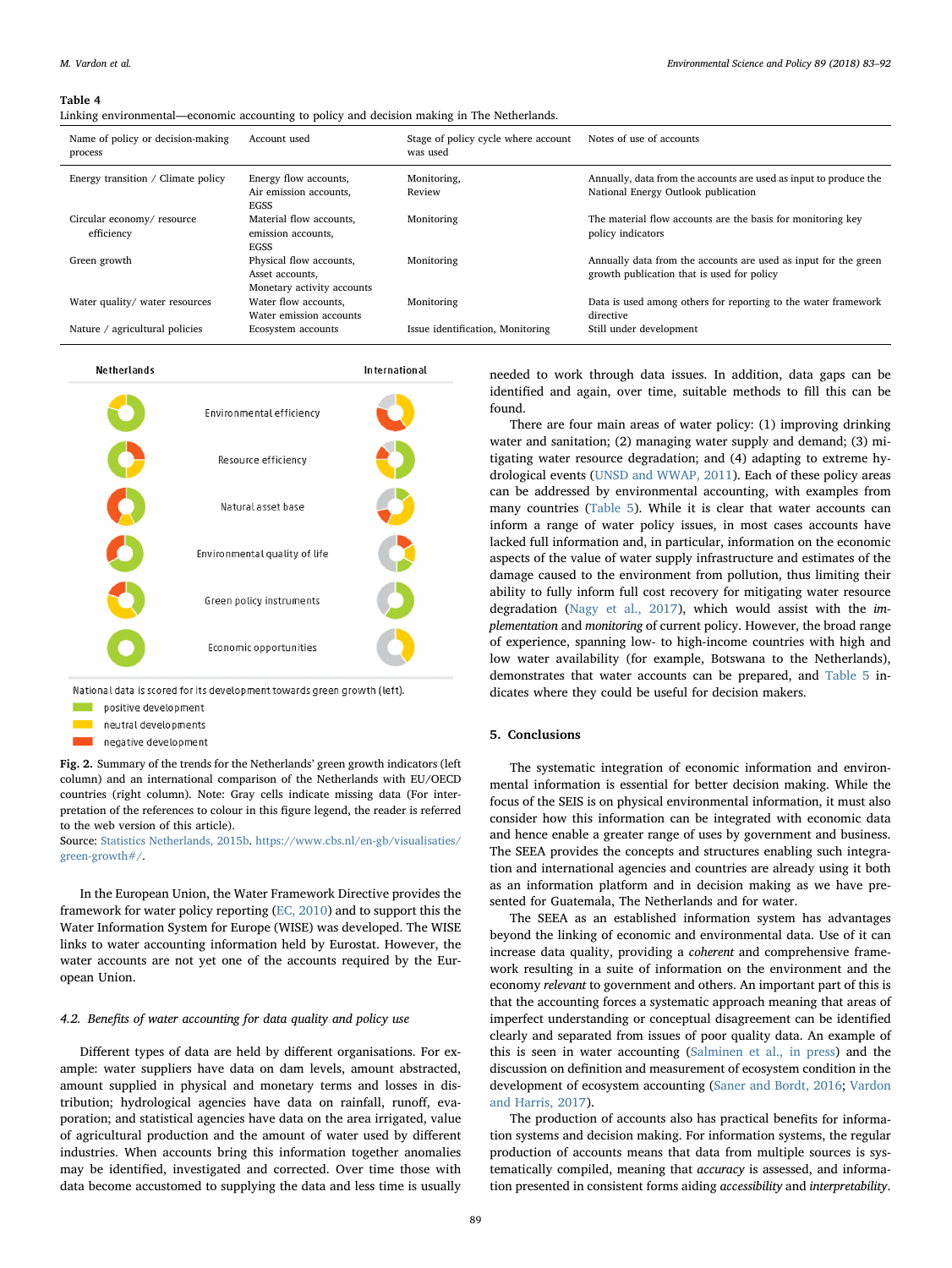**Table 4**
Linking environmental—economic accounting to policy and decision making in The Netherlands.

| Name of policy or decision-making process | Account used | Stage of policy cycle where account was used | Notes of use of accounts |
|---|---|---|---|
| Energy transition / Climate policy | Energy flow accounts, Air emission accounts, EGSS | Monitoring, Review | Annually, data from the accounts are used as input to produce the National Energy Outlook publication |
| Circular economy/ resource efficiency | Material flow accounts, emission accounts, EGSS | Monitoring | The material flow accounts are the basis for monitoring key policy indicators |
| Green growth | Physical flow accounts, Asset accounts, Monetary activity accounts | Monitoring | Annually data from the accounts are used as input for the green growth publication that is used for policy |
| Water quality/ water resources | Water flow accounts, Water emission accounts | Monitoring | Data is used among others for reporting to the water framework directive |
| Nature / agricultural policies | Ecosystem accounts | Issue identification, Monitoring | Still under development |

Netherlands

International

Environmental efficiency

Resource efficiency

Natural asset base

Environmental quality of life

Green policy instruments

Economic opportunities

National data is scored for its development towards green growth (left).

positive development

neutral developments

negative development

**Fig. 2.** Summary of the trends for the Netherlands' green growth indicators (left column) and an international comparison of the Netherlands with EU/OECD countries (right column). Note: Gray cells indicate missing data (For interpretation of the references to colour in this figure legend, the reader is referred to the web version of this article).
Source: Statistics Netherlands, 2015b. https://www.cbs.nl/en-gb/visualisaties/green-growth#/.

In the European Union, the Water Framework Directive provides the framework for water policy reporting (EC, 2010) and to support this the Water Information System for Europe (WISE) was developed. The WISE links to water accounting information held by Eurostat. However, the water accounts are not yet one of the accounts required by the European Union.

### 4.2. Benefits of water accounting for data quality and policy use

Different types of data are held by different organisations. For example: water suppliers have data on dam levels, amount abstracted, amount supplied in physical and monetary terms and losses in distribution; hydrological agencies have data on rainfall, runoff, evaporation; and statistical agencies have data on the area irrigated, value of agricultural production and the amount of water used by different industries. When accounts bring this information together anomalies may be identified, investigated and corrected. Over time those with data become accustomed to supplying the data and less time is usually needed to work through data issues. In addition, data gaps can be identified and again, over time, suitable methods to fill this can be found.

There are four main areas of water policy: (1) improving drinking water and sanitation; (2) managing water supply and demand; (3) mitigating water resource degradation; and (4) adapting to extreme hydrological events (UNSD and WWAP, 2011). Each of these policy areas can be addressed by environmental accounting, with examples from many countries (Table 5). While it is clear that water accounts can inform a range of water policy issues, in most cases accounts have lacked full information and, in particular, information on the economic aspects of the value of water supply infrastructure and estimates of the damage caused to the environment from pollution, thus limiting their ability to fully inform full cost recovery for mitigating water resource degradation (Nagy et al., 2017), which would assist with the *implementation* and *monitoring* of current policy. However, the broad range of experience, spanning low- to high-income countries with high and low water availability (for example, Botswana to the Netherlands), demonstrates that water accounts can be prepared, and Table 5 indicates where they could be useful for decision makers.

## 5. Conclusions

The systematic integration of economic information and environmental information is essential for better decision making. While the focus of the SEIS is on physical environmental information, it must also consider how this information can be integrated with economic data and hence enable a greater range of uses by government and business. The SEEA provides the concepts and structures enabling such integration and international agencies and countries are already using it both as an information platform and in decision making as we have presented for Guatemala, The Netherlands and for water.

The SEEA as an established information system has advantages beyond the linking of economic and environmental data. Use of it can increase data quality, providing a *coherent* and comprehensive framework resulting in a suite of information on the environment and the economy *relevant* to government and others. An important part of this is that the accounting forces a systematic approach meaning that areas of imperfect understanding or conceptual disagreement can be identified clearly and separated from issues of poor quality data. An example of this is seen in water accounting (Salminen et al., in press) and the discussion on definition and measurement of ecosystem condition in the development of ecosystem accounting (Saner and Bordt, 2016; Vardon and Harris, 2017).

The production of accounts also has practical benefits for information systems and decision making. For information systems, the regular production of accounts means that data from multiple sources is systematically compiled, meaning that *accuracy* is assessed, and information presented in consistent forms aiding *accessibility* and *interpretability*.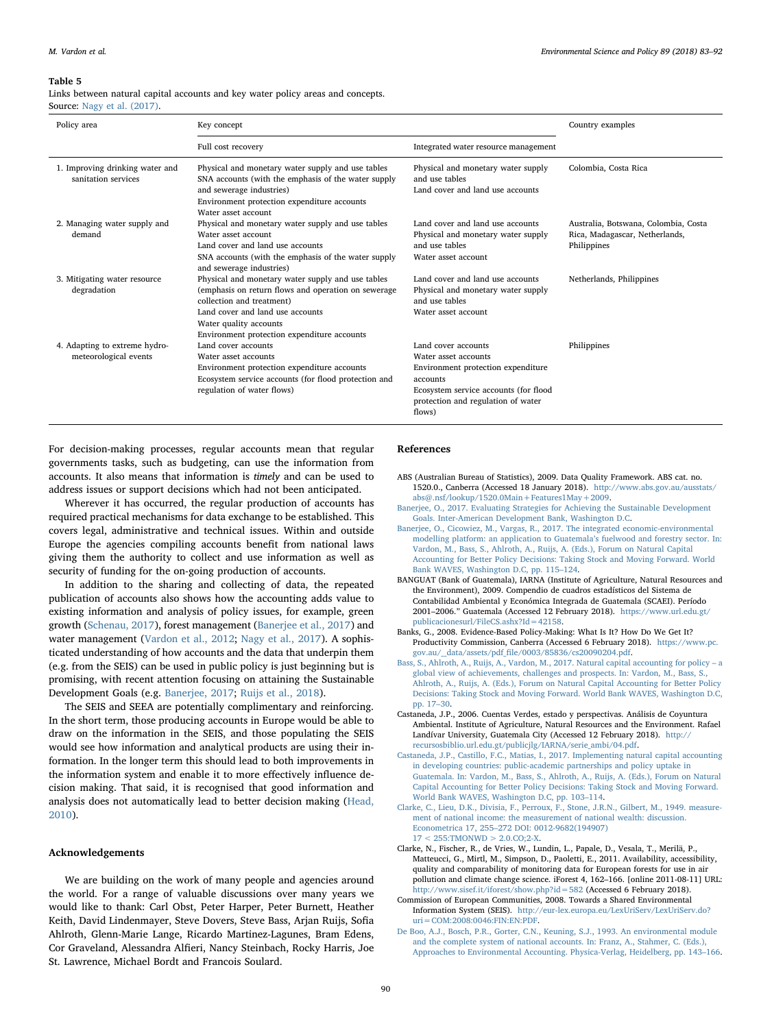**Table 5**
Links between natural capital accounts and key water policy areas and concepts.
Source: Nagy et al. (2017).

| Policy area | Key concept | | Country examples |
|---|---|---|---|
| | Full cost recovery | Integrated water resource management | |
| 1. Improving drinking water and sanitation services | Physical and monetary water supply and use tables<br>SNA accounts (with the emphasis of the water supply and sewerage industries)<br>Environment protection expenditure accounts<br>Water asset account | Physical and monetary water supply and use tables<br>Land cover and land use accounts | Colombia, Costa Rica |
| 2. Managing water supply and demand | Physical and monetary water supply and use tables<br>Water asset account<br>Land cover and land use accounts<br>SNA accounts (with the emphasis of the water supply and sewerage industries) | Land cover and land use accounts<br>Physical and monetary water supply and use tables<br>Water asset account | Australia, Botswana, Colombia, Costa Rica, Madagascar, Netherlands, Philippines |
| 3. Mitigating water resource degradation | Physical and monetary water supply and use tables (emphasis on return flows and operation on sewerage collection and treatment)<br>Land cover and land use accounts<br>Water quality accounts<br>Environment protection expenditure accounts | Land cover and land use accounts<br>Physical and monetary water supply and use tables<br>Water asset account | Netherlands, Philippines |
| 4. Adapting to extreme hydro-meteorological events | Land cover accounts<br>Water asset accounts<br>Environment protection expenditure accounts<br>Ecosystem service accounts (for flood protection and regulation of water flows) | Land cover accounts<br>Water asset accounts<br>Environment protection expenditure accounts<br>Ecosystem service accounts (for flood protection and regulation of water flows) | Philippines |

For decision-making processes, regular accounts mean that regular governments tasks, such as budgeting, can use the information from accounts. It also means that information is *timely* and can be used to address issues or support decisions which had not been anticipated.

Wherever it has occurred, the regular production of accounts has required practical mechanisms for data exchange to be established. This covers legal, administrative and technical issues. Within and outside Europe the agencies compiling accounts benefit from national laws giving them the authority to collect and use information as well as security of funding for the on-going production of accounts.

In addition to the sharing and collecting of data, the repeated publication of accounts also shows how the accounting adds value to existing information and analysis of policy issues, for example, green growth (Schenau, 2017), forest management (Banerjee et al., 2017) and water management (Vardon et al., 2012; Nagy et al., 2017). A sophisticated understanding of how accounts and the data that underpin them (e.g. from the SEIS) can be used in public policy is just beginning but is promising, with recent attention focusing on attaining the Sustainable Development Goals (e.g. Banerjee, 2017; Ruijs et al., 2018).

The SEIS and SEEA are potentially complimentary and reinforcing. In the short term, those producing accounts in Europe would be able to draw on the information in the SEIS, and those populating the SEIS would see how information and analytical products are using their information. In the longer term this should lead to both improvements in the information system and enable it to more effectively influence decision making. That said, it is recognised that good information and analysis does not automatically lead to better decision making (Head, 2010).

## Acknowledgements

We are building on the work of many people and agencies around the world. For a range of valuable discussions over many years we would like to thank: Carl Obst, Peter Harper, Peter Burnett, Heather Keith, David Lindenmayer, Steve Dovers, Steve Bass, Arjan Ruijs, Sofia Ahlroth, Glenn-Marie Lange, Ricardo Martinez-Lagunes, Bram Edens, Cor Graveland, Alessandra Alfieri, Nancy Steinbach, Rocky Harris, Joe St. Lawrence, Michael Bordt and Francois Soulard.

## References

ABS (Australian Bureau of Statistics), 2009. Data Quality Framework. ABS cat. no. 1520.0., Canberra (Accessed 18 January 2018). http://www.abs.gov.au/ausstats/abs@.nsf/lookup/1520.0Main+Features1May+2009.

Banerjee, O., 2017. Evaluating Strategies for Achieving the Sustainable Development Goals. Inter-American Development Bank, Washington D.C.

Banerjee, O., Cicowiez, M., Vargas, R., 2017. The integrated economic-environmental modelling platform: an application to Guatemala's fuelwood and forestry sector. In: Vardon, M., Bass, S., Ahlroth, A., Ruijs, A. (Eds.), Forum on Natural Capital Accounting for Better Policy Decisions: Taking Stock and Moving Forward. World Bank WAVES, Washington D.C, pp. 115–124.

BANGUAT (Bank of Guatemala), IARNA (Institute of Agriculture, Natural Resources and the Environment), 2009. Compendio de cuadros estadísticos del Sistema de Contabilidad Ambiental y Económica Integrada de Guatemala (SCAEI). Período 2001–2006." Guatemala (Accessed 12 February 2018). https://www.url.edu.gt/publicacionesurl/FileCS.ashx?Id=42158.

Banks, G., 2008. Evidence-Based Policy-Making: What Is It? How Do We Get It? Productivity Commission, Canberra (Accessed 6 February 2018). https://www.pc.gov.au/_data/assets/pdf_file/0003/85836/cs20090204.pdf.

Bass, S., Ahlroth, A., Ruijs, A., Vardon, M., 2017. Natural capital accounting for policy – a global view of achievements, challenges and prospects. In: Vardon, M., Bass, S., Ahlroth, A., Ruijs, A. (Eds.), Forum on Natural Capital Accounting for Better Policy Decisions: Taking Stock and Moving Forward. World Bank WAVES, Washington D.C, pp. 17–30.

Castaneda, J.P., 2006. Cuentas Verdes, estado y perspectivas. Análisis de Coyuntura Ambiental. Institute of Agriculture, Natural Resources and the Environment. Rafael Landívar University, Guatemala City (Accessed 12 February 2018). http://recursosbiblio.url.edu.gt/publicjlg/IARNA/serie_ambi/04.pdf.

Castaneda, J.P., Castillo, F.C., Matias, I., 2017. Implementing natural capital accounting in developing countries: public-academic partnerships and policy uptake in Guatemala. In: Vardon, M., Bass, S., Ahlroth, A., Ruijs, A. (Eds.), Forum on Natural Capital Accounting for Better Policy Decisions: Taking Stock and Moving Forward. World Bank WAVES, Washington D.C, pp. 103–114.

Clarke, C., Lieu, D.K., Divisia, F., Perroux, F., Stone, J.R.N., Gilbert, M., 1949. measurement of national income: the measurement of national wealth: discussion. Econometrica 17, 255–272 DOI: 0012-9682(194907)17 < 255:TMONWD > 2.0.CO;2-X.

Clarke, N., Fischer, R., de Vries, W., Lundin, L., Papale, D., Vesala, T., Merilä, P., Matteucci, G., Mirtl, M., Simpson, D., Paoletti, E., 2011. Availability, accessibility, quality and comparability of monitoring data for European forests for use in air pollution and climate change science. iForest 4, 162–166. [online 2011-08-11] URL: http://www.sisef.it/iforest/show.php?id=582 (Accessed 6 February 2018).

Commission of European Communities, 2008. Towards a Shared Environmental Information System (SEIS). http://eur-lex.europa.eu/LexUriServ/LexUriServ.do?uri=COM:2008:0046:FIN:EN:PDF.

De Boo, A.J., Bosch, P.R., Gorter, C.N., Keuning, S.J., 1993. An environmental module and the complete system of national accounts. In: Franz, A., Stahmer, C. (Eds.), Approaches to Environmental Accounting. Physica-Verlag, Heidelberg, pp. 143–166.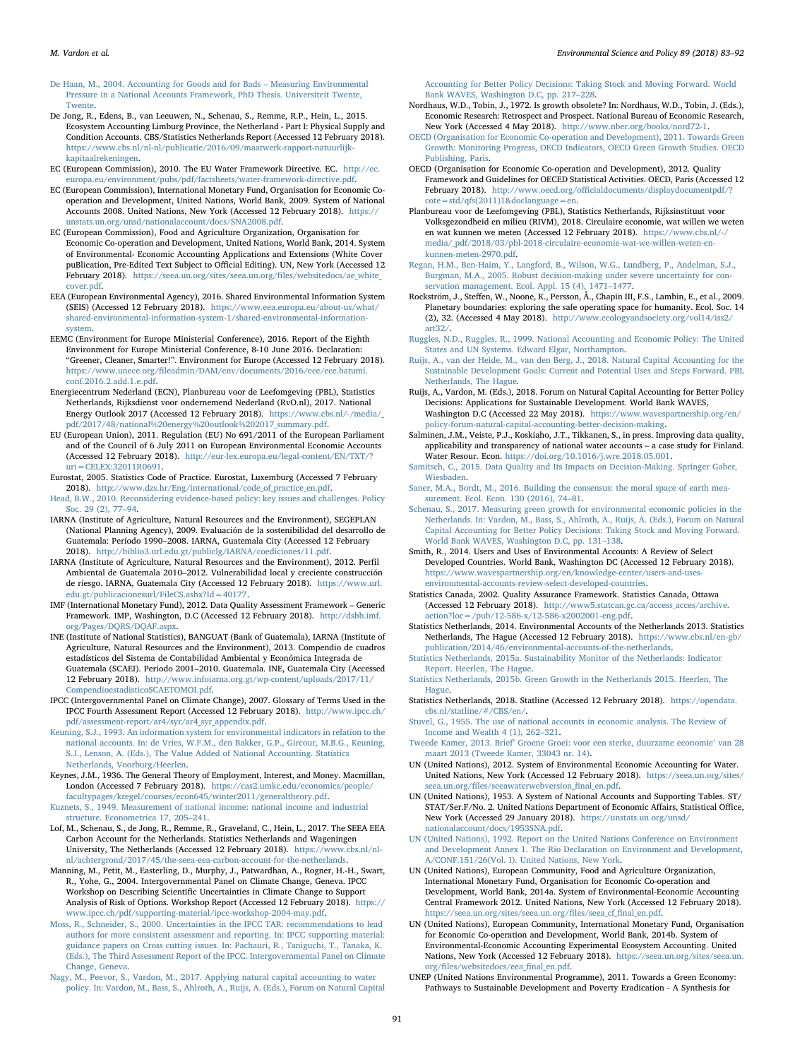De Haan, M., 2004. Accounting for Goods and for Bads – Measuring Environmental Pressure in a National Accounts Framework, PhD Thesis. Universiteit Twente, Twente.

De Jong, R., Edens, B., van Leeuwen, N., Schenau, S., Remme, R.P., Hein, L., 2015. Ecosystem Accounting Limburg Province, the Netherlands - Part I: Physical Supply and Condition Accounts. CBS/Statistics Netherlands Report (Accessed 12 February 2018). https://www.cbs.nl/nl-nl/publicatie/2016/09/maatwerk-rapport-natuurlijk-kapitaalrekeningen.

EC (European Commission), 2010. The EU Water Framework Directive. EC. http://ec.europa.eu/environment/pubs/pdf/factsheets/water-framework-directive.pdf.

EC (European Commission), International Monetary Fund, Organisation for Economic Co-operation and Development, United Nations, World Bank, 2009. System of National Accounts 2008. United Nations, New York (Accessed 12 February 2018). https://unstats.un.org/unsd/nationalaccount/docs/SNA2008.pdf.

EC (European Commission), Food and Agriculture Organization, Organisation for Economic Co-operation and Development, United Nations, World Bank, 2014. System of Environmental- Economic Accounting Applications and Extensions (White Cover puBlication, Pre-Edited Text Subject to Official Editing). UN, New York (Accessed 12 February 2018). https://seea.un.org/sites/seea.un.org/files/websitedocs/ae_white_cover.pdf.

EEA (European Environmental Agency), 2016. Shared Environmental Information System (SEIS) (Accessed 12 February 2018). https://www.eea.europa.eu/about-us/what/shared-environmental-information-system-1/shared-environmental-information-system.

EEMC (Environment for Europe Ministerial Conference), 2016. Report of the Eighth Environment for Europe Ministerial Conference, 8-10 June 2016. Declaration: "Greener, Cleaner, Smarter!". Environment for Europe (Accessed 12 February 2018). https://www.unece.org/fileadmin/DAM/env/documents/2016/ece/ece.batumi.conf.2016.2.add.1.e.pdf.

Energiecentrum Nederland (ECN), Planbureau voor de Leefomgeving (PBL), Statistics Netherlands, Rijksdienst voor ondernemend Nederland (RvO.nl), 2017. National Energy Outlook 2017 (Accessed 12 February 2018). https://www.cbs.nl/-/media/_pdf/2017/48/national%20energy%20outlook%202017_summary.pdf.

EU (European Union), 2011. Regulation (EU) No 691/2011 of the European Parliament and of the Council of 6 July 2011 on European Environmental Economic Accounts (Accessed 12 February 2018). http://eur-lex.europa.eu/legal-content/EN/TXT/?uri=CELEX:32011R0691.

Eurostat, 2005. Statistics Code of Practice. Eurostat, Luxemburg (Accessed 7 February 2018). http://www.dzs.hr/Eng/international/code_of_practice_en.pdf.

Head, B.W., 2010. Reconsidering evidence-based policy: key issues and challenges. Policy Soc. 29 (2), 77–94.

IARNA (Institute of Agriculture, Natural Resources and the Environment), SEGEPLAN (National Planning Agency), 2009. Evaluación de la sostenibilidad del desarrollo de Guatemala: Período 1990–2008. IARNA, Guatemala City (Accessed 12 February 2018). http://biblio3.url.edu.gt/publiclg/IARNA/coediciones/11.pdf.

IARNA (Institute of Agriculture, Natural Resources and the Environment), 2012. Perfil Ambiental de Guatemala 2010–2012. Vulnerabilidad local y creciente construcción de riesgo. IARNA, Guatemala City (Accessed 12 February 2018). https://www.url.edu.gt/publicacionesurl/FileCS.ashx?Id=40177.

IMF (International Monetary Fund), 2012. Data Quality Assessment Framework – Generic Framework. IMP, Washington, D.C (Accessed 12 February 2018). http://dsbb.imf.org/Pages/DQRS/DQAF.aspx.

INE (Institute of National Statistics), BANGUAT (Bank of Guatemala), IARNA (Institute of Agriculture, Natural Resources and the Environment), 2013. Compendio de cuadros estadísticos del Sistema de Contabilidad Ambiental y Económica Integrada de Guatemala (SCAEI). Periodo 2001–2010. Guatemala. INE, Guatemala City (Accessed 12 February 2018). http://www.infoiarna.org.gt/wp-content/uploads/2017/11/CompendioestadisticoSCAETOMOI.pdf.

IPCC (Intergovernmental Panel on Climate Change), 2007. Glossary of Terms Used in the IPCC Fourth Assessment Report (Accessed 12 February 2018). http://www.ipcc.ch/pdf/assessment-report/ar4/syr/ar4_syr_appendix.pdf.

Keuning, S.J., 1993. An information system for environmental indicators in relation to the national accounts. In: de Vries, W.F.M., den Bakker, G.P., Gircour, M.B.G., Keuning, S.J., Lenson, A. (Eds.), The Value Added of National Accounting. Statistics Netherlands, Voorburg/Heerlen.

Keynes, J.M., 1936. The General Theory of Employment, Interest, and Money. Macmillan, London (Accessed 7 February 2018). https://cas2.umkc.edu/economics/people/facultypages/kregel/courses/econ645/winter2011/generaltheory.pdf.

Kuznets, S., 1949. Measurement of national income: national income and industrial structure. Econometrica 17, 205–241.

Lof, M., Schenau, S., de Jong, R., Remme, R., Graveland, C., Hein, L., 2017. The SEEA EEA Carbon Account for the Netherlands. Statistics Netherlands and Wageningen University, The Netherlands (Accessed 12 February 2018). https://www.cbs.nl/nl-nl/achtergrond/2017/45/the-seea-eea-carbon-account-for-the-netherlands.

Manning, M., Petit, M., Easterling, D., Murphy, J., Patwardhan, A., Rogner, H.-H., Swart, R., Yohe, G., 2004. Intergovernmental Panel on Climate Change, Geneva. IPCC Workshop on Describing Scientific Uncertainties in Climate Change to Support Analysis of Risk of Options. Workshop Report (Accessed 12 February 2018). https://www.ipcc.ch/pdf/supporting-material/ipcc-workshop-2004-may.pdf.

Moss, R., Schneider, S., 2000. Uncertainties in the IPCC TAR: recommendations to lead authors for more consistent assessment and reporting. In: IPCC supporting material: guidance papers on Cross cutting issues. In: Pachauri, R., Taniguchi, T., Tanaka, K. (Eds.), The Third Assessment Report of the IPCC. Intergovernmental Panel on Climate Change, Geneva.

Nagy, M., Peevor, S., Vardon, M., 2017. Applying natural capital accounting to water policy. In: Vardon, M., Bass, S., Ahlroth, A., Ruijs, A. (Eds.), Forum on Natural Capital Accounting for Better Policy Decisions: Taking Stock and Moving Forward. World Bank WAVES, Washington D.C, pp. 217–228.

Nordhaus, W.D., Tobin, J., 1972. Is growth obsolete? In: Nordhaus, W.D., Tobin, J. (Eds.), Economic Research: Retrospect and Prospect. National Bureau of Economic Research, New York (Accessed 4 May 2018). http://www.nber.org/books/nord72-1.

OECD (Organisation for Economic Co-operation and Development), 2011. Towards Green Growth: Monitoring Progress, OECD Indicators, OECD Green Growth Studies. OECD Publishing, Paris.

OECD (Organisation for Economic Co-operation and Development), 2012. Quality Framework and Guidelines for OECD Statistical Activities. OECD, Paris (Accessed 12 February 2018). http://www.oecd.org/officialdocuments/displaydocumentpdf/?cote=std/qfs(2011)1&doclanguage=en.

Planbureau voor de Leefomgeving (PBL), Statistics Netherlands, Rijksinstituut voor Volksgezondheid en milieu (RIVM), 2018. Circulaire economie, wat willen we weten en wat kunnen we meten (Accessed 12 February 2018). https://www.cbs.nl/-/media/_pdf/2018/03/pbl-2018-circulaire-economie-wat-we-willen-weten-en-kunnen-meten-2970.pdf.

Regan, H.M., Ben-Haim, Y., Langford, B., Wilson, W.G., Lundberg, P., Andelman, S.J., Burgman, M.A., 2005. Robust decision-making under severe uncertainty for conservation management. Ecol. Appl. 15 (4), 1471–1477.

Rockström, J., Steffen, W., Noone, K., Persson, Å., Chapin III, F.S., Lambin, E., et al., 2009. Planetary boundaries: exploring the safe operating space for humanity. Ecol. Soc. 14 (2), 32. (Accessed 4 May 2018). http://www.ecologyandsociety.org/vol14/iss2/art32/.

Ruggles, N.D., Ruggles, R., 1999. National Accounting and Economic Policy: The United States and UN Systems. Edward Elgar, Northampton.

Ruijs, A., van der Heide, M., van den Berg, J., 2018. Natural Capital Accounting for the Sustainable Development Goals: Current and Potential Uses and Steps Forward. PBL Netherlands, The Hague.

Ruijs, A., Vardon, M. (Eds.), 2018. Forum on Natural Capital Accounting for Better Policy Decisions: Applications for Sustainable Development. World Bank WAVES, Washington D.C (Accessed 22 May 2018). https://www.wavespartnership.org/en/policy-forum-natural-capital-accounting-better-decision-making.

Salminen, J.M., Veiste, P.J., Koskiaho, J.T., Tikkanen, S., in press. Improving data quality, applicability and transparency of national water accounts – a case study for Finland. Water Resour. Econ. https://doi.org/10.1016/j.wre.2018.05.001.

Samitsch, C., 2015. Data Quality and Its Impacts on Decision-Making. Springer Gaber, Wiesbaden.

Saner, M.A., Bordt, M., 2016. Building the consensus: the moral space of earth measurement. Ecol. Econ. 130 (2016), 74–81.

Schenau, S., 2017. Measuring green growth for environmental economic policies in the Netherlands. In: Vardon, M., Bass, S., Ahlroth, A., Ruijs, A. (Eds.), Forum on Natural Capital Accounting for Better Policy Decisions: Taking Stock and Moving Forward. World Bank WAVES, Washington D.C, pp. 131–138.

Smith, R., 2014. Users and Uses of Environmental Accounts: A Review of Select Developed Countries. World Bank, Washington DC (Accessed 12 February 2018). https://www.wavespartnership.org/en/knowledge-center/users-and-uses-environmental-accounts-review-select-developed-countries.

Statistics Canada, 2002. Quality Assurance Framework. Statistics Canada, Ottawa (Accessed 12 February 2018). http://www5.statcan.gc.ca/access_acces/archive.action?loc=/pub/12-586-x/12-586-x2002001-eng.pdf.

Statistics Netherlands, 2014. Environmental Accounts of the Netherlands 2013. Statistics Netherlands, The Hague (Accessed 12 February 2018). https://www.cbs.nl/en-gb/publication/2014/46/environmental-accounts-of-the-netherlands.

Statistics Netherlands, 2015a. Sustainability Monitor of the Netherlands: Indicator Report. Heerlen, The Hague.

Statistics Netherlands, 2015b. Green Growth in the Netherlands 2015. Heerlen, The Hague.

Statistics Netherlands, 2018. Statline (Accessed 12 February 2018). https://opendata.cbs.nl/statline/#/CBS/en/.

Stuvel, G., 1955. The use of national accounts in economic analysis. The Review of Income and Wealth 4 (1), 262–321.

Tweede Kamer, 2013. Brief' Groene Groei: voor een sterke, duurzame economie' van 28 maart 2013 (Tweede Kamer, 33043 nr. 14).

UN (United Nations), 2012. System of Environmental Economic Accounting for Water. United Nations, New York (Accessed 12 February 2018). https://seea.un.org/sites/seea.un.org/files/seeawaterwebversion_final_en.pdf.

UN (United Nations), 1953. A System of National Accounts and Supporting Tables. ST/STAT/Ser.F/No. 2. United Nations Department of Economic Affairs, Statistical Office, New York (Accessed 29 January 2018). https://unstats.un.org/unsd/nationalaccount/docs/1953SNA.pdf.

UN (United Nations), 1992. Report on the United Nations Conference on Environment and Development Annex 1. The Rio Declaration on Environment and Development, A/CONF.151/26(Vol. I). United Nations, New York.

UN (United Nations), European Community, Food and Agriculture Organization, International Monetary Fund, Organisation for Economic Co-operation and Development, World Bank, 2014a. System of Environmental-Economic Accounting Central Framework 2012. United Nations, New York (Accessed 12 February 2018). https://seea.un.org/sites/seea.un.org/files/seea_cf_final_en.pdf.

UN (United Nations), European Community, International Monetary Fund, Organisation for Economic Co-operation and Development, World Bank, 2014b. System of Environmental-Economic Accounting Experimental Ecosystem Accounting. United Nations, New York (Accessed 12 February 2018). https://seea.un.org/sites/seea.un.org/files/websitedocs/eea_final_en.pdf.

UNEP (United Nations Environmental Programme), 2011. Towards a Green Economy: Pathways to Sustainable Development and Poverty Eradication - A Synthesis for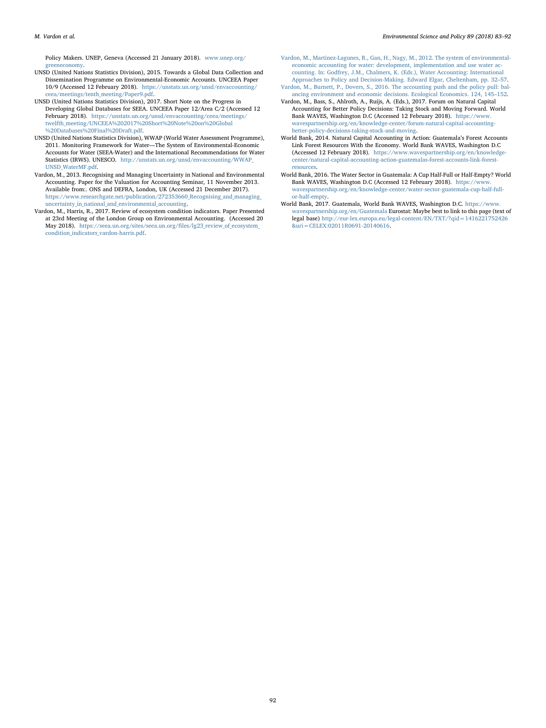Policy Makers. UNEP, Geneva (Accessed 21 January 2018). www.unep.org/greeneconomy.

UNSD (United Nations Statistics Division), 2015. Towards a Global Data Collection and Dissemination Programme on Environmental-Economic Accounts. UNCEEA Paper 10/9 (Accessed 12 February 2018). https://unstats.un.org/unsd/envaccounting/ceea/meetings/tenth_meeting/Paper9.pdf.

UNSD (United Nations Statistics Division), 2017. Short Note on the Progress in Developing Global Databases for SEEA. UNCEEA Paper 12/Area C/2 (Accessed 12 February 2018). https://unstats.un.org/unsd/envaccounting/ceea/meetings/twelfth_meeting/UNCEEA%202017%20Short%20Note%20on%20Global%20Databases%20Final%20Draft.pdf.

UNSD (United Nations Statistics Division), WWAP (World Water Assessment Programme), 2011. Monitoring Framework for Water—The System of Environmental-Economic Accounts for Water (SEEA-Water) and the International Recommendations for Water Statistics (IRWS). UNESCO. http://unstats.un.org/unsd/envaccounting/WWAP_UNSD_WaterMF.pdf.

Vardon, M., 2013. Recognising and Managing Uncertainty in National and Environmental Accounting. Paper for the Valuation for Accounting Seminar, 11 November 2013. Available from:. ONS and DEFRA, London, UK (Accessed 21 December 2017). https://www.researchgate.net/publication/272353660_Recognising_and_managing_uncertainty_in_national_and_environmental_accounting.

Vardon, M., Harris, R., 2017. Review of ecosystem condition indicators. Paper Presented at 23rd Meeting of the London Group on Environmental Accounting. (Accessed 20 May 2018). https://seea.un.org/sites/seea.un.org/files/lg23_review_of_ecosystem_condition_indicators_vardon-harris.pdf.

Vardon, M., Martinez-Lagunes, R., Gan, H., Nagy, M., 2012. The system of environmental-economic accounting for water: development, implementation and use water accounting. In: Godfrey, J.M., Chalmers, K. (Eds.), Water Accounting: International Approaches to Policy and Decision-Making. Edward Elgar, Cheltenham, pp. 32–57.

Vardon, M., Burnett, P., Dovers, S., 2016. The accounting push and the policy pull: balancing environment and economic decisions. Ecological Economics. 124, 145–152.

Vardon, M., Bass, S., Ahlroth, A., Ruijs, A. (Eds.), 2017. Forum on Natural Capital Accounting for Better Policy Decisions: Taking Stock and Moving Forward. World Bank WAVES, Washington D.C (Accessed 12 February 2018). https://www.wavespartnership.org/en/knowledge-center/forum-natural-capital-accounting-better-policy-decisions-taking-stock-and-moving.

World Bank, 2014. Natural Capital Accounting in Action: Guatemala's Forest Accounts Link Forest Resources With the Economy. World Bank WAVES, Washington D.C (Accessed 12 February 2018). https://www.wavespartnership.org/en/knowledge-center/natural-capital-accounting-action-guatemalas-forest-accounts-link-forest-resources.

World Bank, 2016. The Water Sector in Guatemala: A Cup Half-Full or Half-Empty? World Bank WAVES, Washington D.C (Accessed 12 February 2018). https://www.wavespartnership.org/en/knowledge-center/water-sector-guatemala-cup-half-full-or-half-empty.

World Bank, 2017. Guatemala, World Bank WAVES, Washington D.C. https://www.wavespartnership.org/en/Guatemala Eurostat: Maybe best to link to this page (text of legal base) http://eur-lex.europa.eu/legal-content/EN/TXT/?qid=1416221752426&uri=CELEX:02011R0691-20140616.